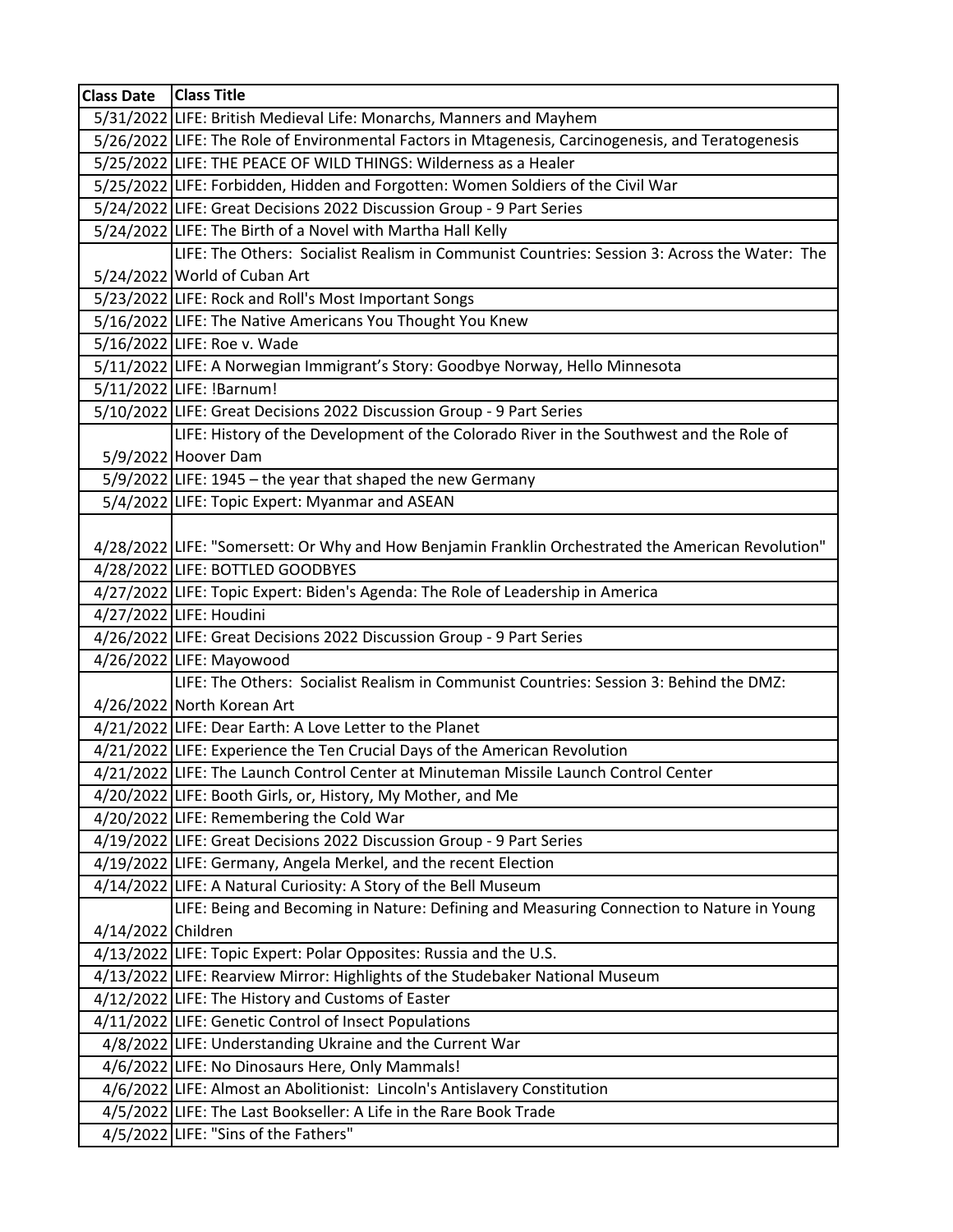| Class Date | Class Title |
|---|---|
| 5/31/2022 | LIFE: British Medieval Life: Monarchs, Manners and Mayhem |
| 5/26/2022 | LIFE: The Role of Environmental Factors in Mtagenesis, Carcinogenesis, and Teratogenesis |
| 5/25/2022 | LIFE: THE PEACE OF WILD THINGS: Wilderness as a Healer |
| 5/25/2022 | LIFE: Forbidden, Hidden and Forgotten: Women Soldiers of the Civil War |
| 5/24/2022 | LIFE: Great Decisions 2022 Discussion Group - 9 Part Series |
| 5/24/2022 | LIFE: The Birth of a Novel with Martha Hall Kelly |
| 5/24/2022 | LIFE: The Others: Socialist Realism in Communist Countries: Session 3: Across the Water: The World of Cuban Art |
| 5/23/2022 | LIFE: Rock and Roll's Most Important Songs |
| 5/16/2022 | LIFE: The Native Americans You Thought You Knew |
| 5/16/2022 | LIFE: Roe v. Wade |
| 5/11/2022 | LIFE: A Norwegian Immigrant's Story: Goodbye Norway, Hello Minnesota |
| 5/11/2022 | LIFE: !Barnum! |
| 5/10/2022 | LIFE: Great Decisions 2022 Discussion Group - 9 Part Series |
| 5/9/2022 | LIFE: History of the Development of the Colorado River in the Southwest and the Role of Hoover Dam |
| 5/9/2022 | LIFE: 1945 – the year that shaped the new Germany |
| 5/4/2022 | LIFE: Topic Expert: Myanmar and ASEAN |
| 4/28/2022 | LIFE: "Somersett: Or Why and How Benjamin Franklin Orchestrated the American Revolution" |
| 4/28/2022 | LIFE: BOTTLED GOODBYES |
| 4/27/2022 | LIFE: Topic Expert: Biden's Agenda: The Role of Leadership in America |
| 4/27/2022 | LIFE: Houdini |
| 4/26/2022 | LIFE: Great Decisions 2022 Discussion Group - 9 Part Series |
| 4/26/2022 | LIFE: Mayowood |
| 4/26/2022 | LIFE: The Others: Socialist Realism in Communist Countries: Session 3: Behind the DMZ: North Korean Art |
| 4/21/2022 | LIFE: Dear Earth: A Love Letter to the Planet |
| 4/21/2022 | LIFE: Experience the Ten Crucial Days of the American Revolution |
| 4/21/2022 | LIFE: The Launch Control Center at Minuteman Missile Launch Control Center |
| 4/20/2022 | LIFE: Booth Girls, or, History, My Mother, and Me |
| 4/20/2022 | LIFE: Remembering the Cold War |
| 4/19/2022 | LIFE: Great Decisions 2022 Discussion Group - 9 Part Series |
| 4/19/2022 | LIFE: Germany, Angela Merkel, and the recent Election |
| 4/14/2022 | LIFE: A Natural Curiosity: A Story of the Bell Museum |
| 4/14/2022 | LIFE: Being and Becoming in Nature: Defining and Measuring Connection to Nature in Young Children |
| 4/13/2022 | LIFE: Topic Expert: Polar Opposites: Russia and the U.S. |
| 4/13/2022 | LIFE: Rearview Mirror: Highlights of the Studebaker National Museum |
| 4/12/2022 | LIFE: The History and Customs of Easter |
| 4/11/2022 | LIFE: Genetic Control of Insect Populations |
| 4/8/2022 | LIFE: Understanding Ukraine and the Current War |
| 4/6/2022 | LIFE: No Dinosaurs Here, Only Mammals! |
| 4/6/2022 | LIFE: Almost an Abolitionist: Lincoln's Antislavery Constitution |
| 4/5/2022 | LIFE: The Last Bookseller: A Life in the Rare Book Trade |
| 4/5/2022 | LIFE: "Sins of the Fathers" |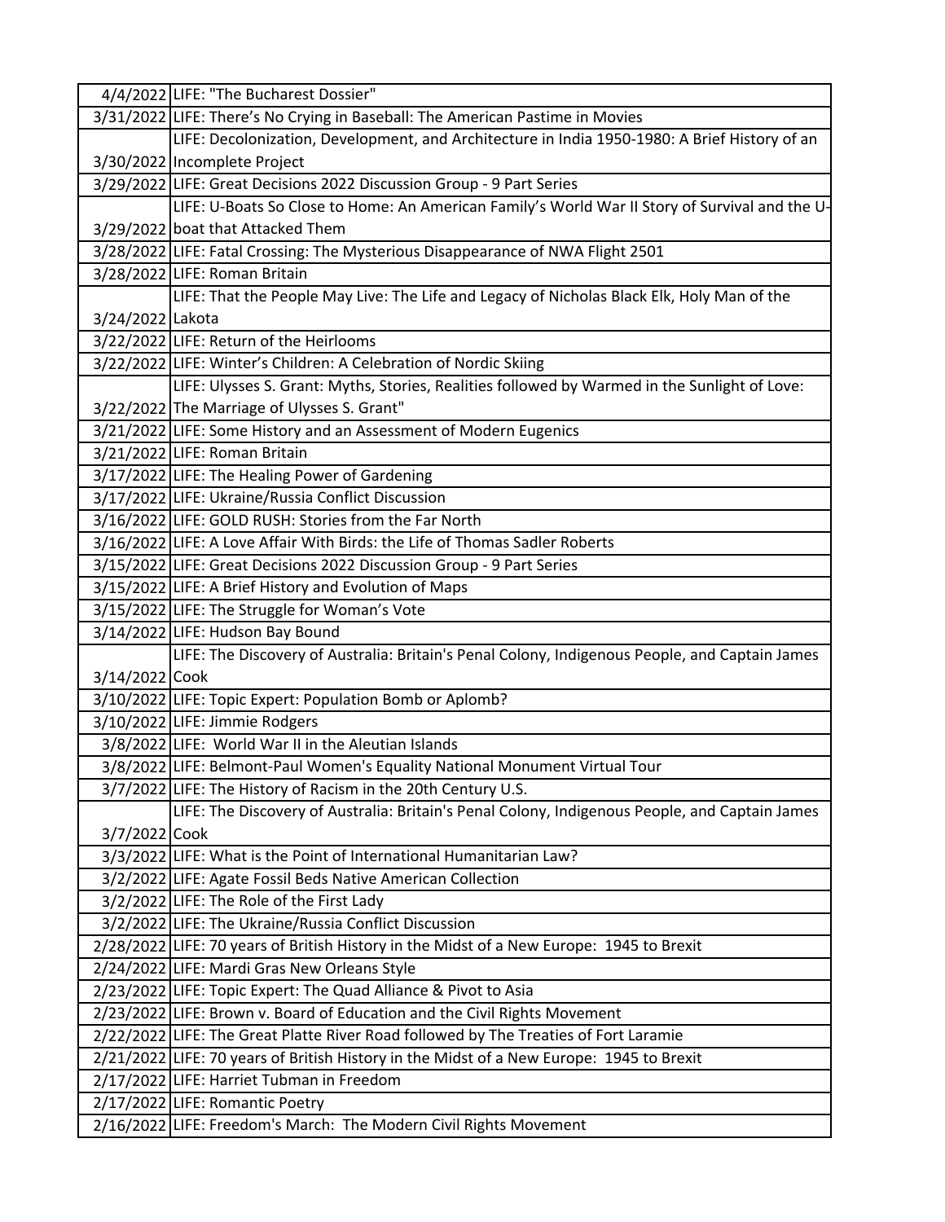| | |
|---|---|
| 4/4/2022 | LIFE: "The Bucharest Dossier" |
| 3/31/2022 | LIFE: There's No Crying in Baseball: The American Pastime in Movies |
| 3/30/2022 | LIFE: Decolonization, Development, and Architecture in India 1950-1980: A Brief History of an Incomplete Project |
| 3/29/2022 | LIFE: Great Decisions 2022 Discussion Group - 9 Part Series |
| 3/29/2022 | LIFE: U-Boats So Close to Home: An American Family's World War II Story of Survival and the U-boat that Attacked Them |
| 3/28/2022 | LIFE: Fatal Crossing: The Mysterious Disappearance of NWA Flight 2501 |
| 3/28/2022 | LIFE: Roman Britain |
| 3/24/2022 | LIFE: That the People May Live: The Life and Legacy of Nicholas Black Elk, Holy Man of the Lakota |
| 3/22/2022 | LIFE: Return of the Heirlooms |
| 3/22/2022 | LIFE: Winter's Children: A Celebration of Nordic Skiing |
| 3/22/2022 | LIFE: Ulysses S. Grant: Myths, Stories, Realities followed by Warmed in the Sunlight of Love: The Marriage of Ulysses S. Grant" |
| 3/21/2022 | LIFE: Some History and an Assessment of Modern Eugenics |
| 3/21/2022 | LIFE: Roman Britain |
| 3/17/2022 | LIFE: The Healing Power of Gardening |
| 3/17/2022 | LIFE: Ukraine/Russia Conflict Discussion |
| 3/16/2022 | LIFE: GOLD RUSH: Stories from the Far North |
| 3/16/2022 | LIFE: A Love Affair With Birds: the Life of Thomas Sadler Roberts |
| 3/15/2022 | LIFE: Great Decisions 2022 Discussion Group - 9 Part Series |
| 3/15/2022 | LIFE: A Brief History and Evolution of Maps |
| 3/15/2022 | LIFE: The Struggle for Woman's Vote |
| 3/14/2022 | LIFE: Hudson Bay Bound |
| 3/14/2022 | LIFE: The Discovery of Australia: Britain's Penal Colony, Indigenous People, and Captain James Cook |
| 3/10/2022 | LIFE: Topic Expert: Population Bomb or Aplomb? |
| 3/10/2022 | LIFE: Jimmie Rodgers |
| 3/8/2022 | LIFE: World War II in the Aleutian Islands |
| 3/8/2022 | LIFE: Belmont-Paul Women's Equality National Monument Virtual Tour |
| 3/7/2022 | LIFE: The History of Racism in the 20th Century U.S. |
| 3/7/2022 | LIFE: The Discovery of Australia: Britain's Penal Colony, Indigenous People, and Captain James Cook |
| 3/3/2022 | LIFE: What is the Point of International Humanitarian Law? |
| 3/2/2022 | LIFE: Agate Fossil Beds Native American Collection |
| 3/2/2022 | LIFE: The Role of the First Lady |
| 3/2/2022 | LIFE: The Ukraine/Russia Conflict Discussion |
| 2/28/2022 | LIFE: 70 years of British History in the Midst of a New Europe: 1945 to Brexit |
| 2/24/2022 | LIFE: Mardi Gras New Orleans Style |
| 2/23/2022 | LIFE: Topic Expert: The Quad Alliance & Pivot to Asia |
| 2/23/2022 | LIFE: Brown v. Board of Education and the Civil Rights Movement |
| 2/22/2022 | LIFE: The Great Platte River Road followed by The Treaties of Fort Laramie |
| 2/21/2022 | LIFE: 70 years of British History in the Midst of a New Europe: 1945 to Brexit |
| 2/17/2022 | LIFE: Harriet Tubman in Freedom |
| 2/17/2022 | LIFE: Romantic Poetry |
| 2/16/2022 | LIFE: Freedom's March: The Modern Civil Rights Movement |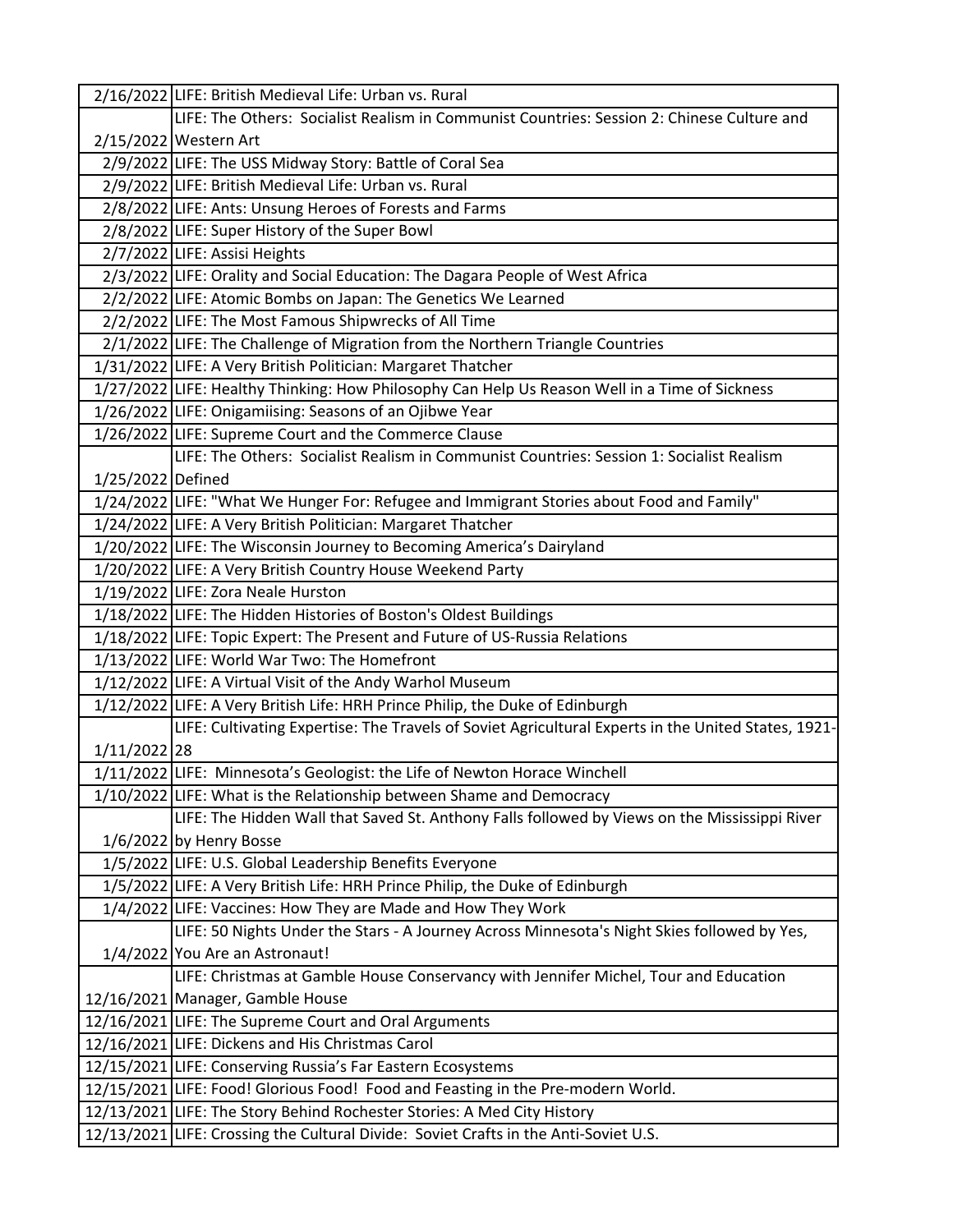| | |
|---|---|
| 2/16/2022 | LIFE: British Medieval Life: Urban vs. Rural |
| 2/15/2022 | LIFE: The Others: Socialist Realism in Communist Countries: Session 2: Chinese Culture and Western Art |
| 2/9/2022 | LIFE: The USS Midway Story: Battle of Coral Sea |
| 2/9/2022 | LIFE: British Medieval Life: Urban vs. Rural |
| 2/8/2022 | LIFE: Ants: Unsung Heroes of Forests and Farms |
| 2/8/2022 | LIFE: Super History of the Super Bowl |
| 2/7/2022 | LIFE: Assisi Heights |
| 2/3/2022 | LIFE: Orality and Social Education: The Dagara People of West Africa |
| 2/2/2022 | LIFE: Atomic Bombs on Japan: The Genetics We Learned |
| 2/2/2022 | LIFE: The Most Famous Shipwrecks of All Time |
| 2/1/2022 | LIFE: The Challenge of Migration from the Northern Triangle Countries |
| 1/31/2022 | LIFE: A Very British Politician: Margaret Thatcher |
| 1/27/2022 | LIFE: Healthy Thinking: How Philosophy Can Help Us Reason Well in a Time of Sickness |
| 1/26/2022 | LIFE: Onigamiising: Seasons of an Ojibwe Year |
| 1/26/2022 | LIFE: Supreme Court and the Commerce Clause |
| 1/25/2022 | LIFE: The Others: Socialist Realism in Communist Countries: Session 1: Socialist Realism Defined |
| 1/24/2022 | LIFE: "What We Hunger For: Refugee and Immigrant Stories about Food and Family" |
| 1/24/2022 | LIFE: A Very British Politician: Margaret Thatcher |
| 1/20/2022 | LIFE: The Wisconsin Journey to Becoming America's Dairyland |
| 1/20/2022 | LIFE: A Very British Country House Weekend Party |
| 1/19/2022 | LIFE: Zora Neale Hurston |
| 1/18/2022 | LIFE: The Hidden Histories of Boston's Oldest Buildings |
| 1/18/2022 | LIFE: Topic Expert: The Present and Future of US-Russia Relations |
| 1/13/2022 | LIFE: World War Two: The Homefront |
| 1/12/2022 | LIFE: A Virtual Visit of the Andy Warhol Museum |
| 1/12/2022 | LIFE: A Very British Life: HRH Prince Philip, the Duke of Edinburgh |
| 1/11/2022 | LIFE: Cultivating Expertise: The Travels of Soviet Agricultural Experts in the United States, 1921-28 |
| 1/11/2022 | LIFE: Minnesota's Geologist: the Life of Newton Horace Winchell |
| 1/10/2022 | LIFE: What is the Relationship between Shame and Democracy |
| 1/6/2022 | LIFE: The Hidden Wall that Saved St. Anthony Falls followed by Views on the Mississippi River by Henry Bosse |
| 1/5/2022 | LIFE: U.S. Global Leadership Benefits Everyone |
| 1/5/2022 | LIFE: A Very British Life: HRH Prince Philip, the Duke of Edinburgh |
| 1/4/2022 | LIFE: Vaccines: How They are Made and How They Work |
| 1/4/2022 | LIFE: 50 Nights Under the Stars - A Journey Across Minnesota's Night Skies followed by Yes, You Are an Astronaut! |
| 12/16/2021 | LIFE: Christmas at Gamble House Conservancy with Jennifer Michel, Tour and Education Manager, Gamble House |
| 12/16/2021 | LIFE: The Supreme Court and Oral Arguments |
| 12/16/2021 | LIFE: Dickens and His Christmas Carol |
| 12/15/2021 | LIFE: Conserving Russia's Far Eastern Ecosystems |
| 12/15/2021 | LIFE: Food! Glorious Food! Food and Feasting in the Pre-modern World. |
| 12/13/2021 | LIFE: The Story Behind Rochester Stories: A Med City History |
| 12/13/2021 | LIFE: Crossing the Cultural Divide: Soviet Crafts in the Anti-Soviet U.S. |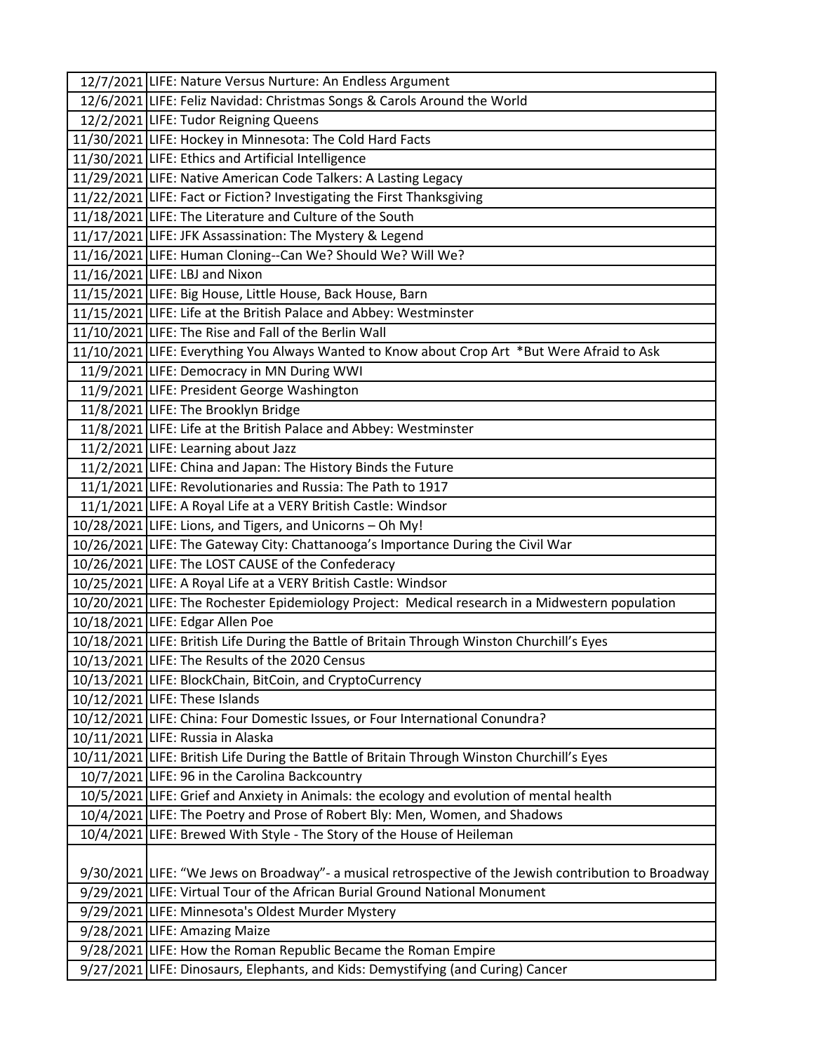| | |
|---|---|
| 12/7/2021 | LIFE: Nature Versus Nurture: An Endless Argument |
| 12/6/2021 | LIFE: Feliz Navidad: Christmas Songs & Carols Around the World |
| 12/2/2021 | LIFE: Tudor Reigning Queens |
| 11/30/2021 | LIFE: Hockey in Minnesota: The Cold Hard Facts |
| 11/30/2021 | LIFE: Ethics and Artificial Intelligence |
| 11/29/2021 | LIFE: Native American Code Talkers: A Lasting Legacy |
| 11/22/2021 | LIFE: Fact or Fiction? Investigating the First Thanksgiving |
| 11/18/2021 | LIFE: The Literature and Culture of the South |
| 11/17/2021 | LIFE: JFK Assassination: The Mystery & Legend |
| 11/16/2021 | LIFE: Human Cloning--Can We? Should We? Will We? |
| 11/16/2021 | LIFE: LBJ and Nixon |
| 11/15/2021 | LIFE: Big House, Little House, Back House, Barn |
| 11/15/2021 | LIFE: Life at the British Palace and Abbey: Westminster |
| 11/10/2021 | LIFE: The Rise and Fall of the Berlin Wall |
| 11/10/2021 | LIFE: Everything You Always Wanted to Know about Crop Art *But Were Afraid to Ask |
| 11/9/2021 | LIFE: Democracy in MN During WWI |
| 11/9/2021 | LIFE: President George Washington |
| 11/8/2021 | LIFE: The Brooklyn Bridge |
| 11/8/2021 | LIFE: Life at the British Palace and Abbey: Westminster |
| 11/2/2021 | LIFE: Learning about Jazz |
| 11/2/2021 | LIFE: China and Japan: The History Binds the Future |
| 11/1/2021 | LIFE: Revolutionaries and Russia: The Path to 1917 |
| 11/1/2021 | LIFE: A Royal Life at a VERY British Castle: Windsor |
| 10/28/2021 | LIFE: Lions, and Tigers, and Unicorns – Oh My! |
| 10/26/2021 | LIFE: The Gateway City: Chattanooga's Importance During the Civil War |
| 10/26/2021 | LIFE: The LOST CAUSE of the Confederacy |
| 10/25/2021 | LIFE: A Royal Life at a VERY British Castle: Windsor |
| 10/20/2021 | LIFE: The Rochester Epidemiology Project: Medical research in a Midwestern population |
| 10/18/2021 | LIFE: Edgar Allen Poe |
| 10/18/2021 | LIFE: British Life During the Battle of Britain Through Winston Churchill's Eyes |
| 10/13/2021 | LIFE: The Results of the 2020 Census |
| 10/13/2021 | LIFE: BlockChain, BitCoin, and CryptoCurrency |
| 10/12/2021 | LIFE: These Islands |
| 10/12/2021 | LIFE: China: Four Domestic Issues, or Four International Conundra? |
| 10/11/2021 | LIFE: Russia in Alaska |
| 10/11/2021 | LIFE: British Life During the Battle of Britain Through Winston Churchill's Eyes |
| 10/7/2021 | LIFE: 96 in the Carolina Backcountry |
| 10/5/2021 | LIFE: Grief and Anxiety in Animals: the ecology and evolution of mental health |
| 10/4/2021 | LIFE: The Poetry and Prose of Robert Bly: Men, Women, and Shadows |
| 10/4/2021 | LIFE: Brewed With Style - The Story of the House of Heileman |
| 9/30/2021 | LIFE: "We Jews on Broadway"- a musical retrospective of the Jewish contribution to Broadway |
| 9/29/2021 | LIFE: Virtual Tour of the African Burial Ground National Monument |
| 9/29/2021 | LIFE: Minnesota's Oldest Murder Mystery |
| 9/28/2021 | LIFE: Amazing Maize |
| 9/28/2021 | LIFE: How the Roman Republic Became the Roman Empire |
| 9/27/2021 | LIFE: Dinosaurs, Elephants, and Kids: Demystifying (and Curing) Cancer |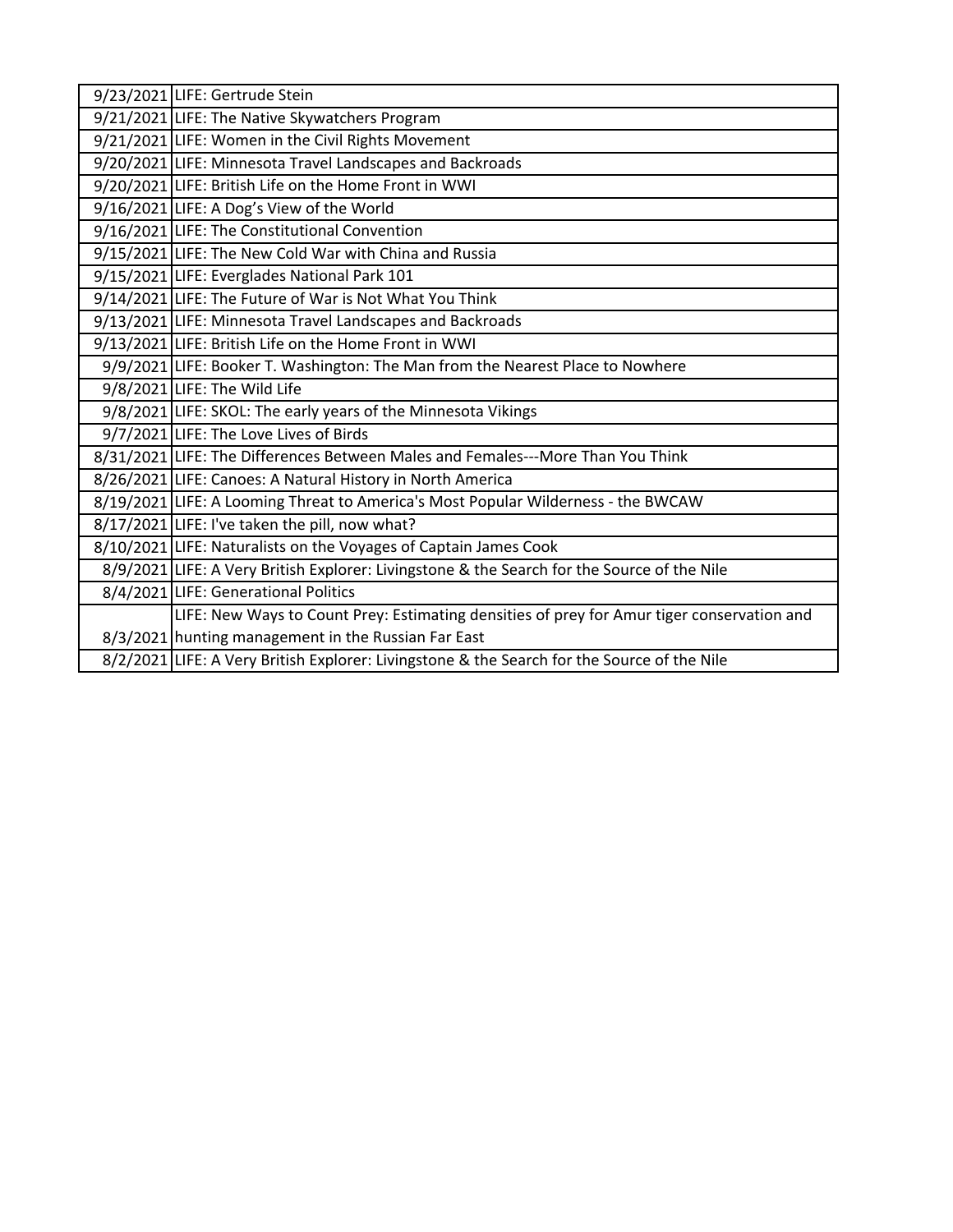| | |
|---|---|
| 9/23/2021 | LIFE: Gertrude Stein |
| 9/21/2021 | LIFE: The Native Skywatchers Program |
| 9/21/2021 | LIFE: Women in the Civil Rights Movement |
| 9/20/2021 | LIFE: Minnesota Travel Landscapes and Backroads |
| 9/20/2021 | LIFE: British Life on the Home Front in WWI |
| 9/16/2021 | LIFE: A Dog's View of the World |
| 9/16/2021 | LIFE: The Constitutional Convention |
| 9/15/2021 | LIFE: The New Cold War with China and Russia |
| 9/15/2021 | LIFE: Everglades National Park 101 |
| 9/14/2021 | LIFE: The Future of War is Not What You Think |
| 9/13/2021 | LIFE: Minnesota Travel Landscapes and Backroads |
| 9/13/2021 | LIFE: British Life on the Home Front in WWI |
| 9/9/2021 | LIFE: Booker T. Washington: The Man from the Nearest Place to Nowhere |
| 9/8/2021 | LIFE: The Wild Life |
| 9/8/2021 | LIFE: SKOL: The early years of the Minnesota Vikings |
| 9/7/2021 | LIFE: The Love Lives of Birds |
| 8/31/2021 | LIFE: The Differences Between Males and Females---More Than You Think |
| 8/26/2021 | LIFE: Canoes: A Natural History in North America |
| 8/19/2021 | LIFE: A Looming Threat to America's Most Popular Wilderness - the BWCAW |
| 8/17/2021 | LIFE: I've taken the pill, now what? |
| 8/10/2021 | LIFE: Naturalists on the Voyages of Captain James Cook |
| 8/9/2021 | LIFE: A Very British Explorer: Livingstone & the Search for the Source of the Nile |
| 8/4/2021 | LIFE: Generational Politics |
| 8/3/2021 | LIFE: New Ways to Count Prey: Estimating densities of prey for Amur tiger conservation and hunting management in the Russian Far East |
| 8/2/2021 | LIFE: A Very British Explorer: Livingstone & the Search for the Source of the Nile |